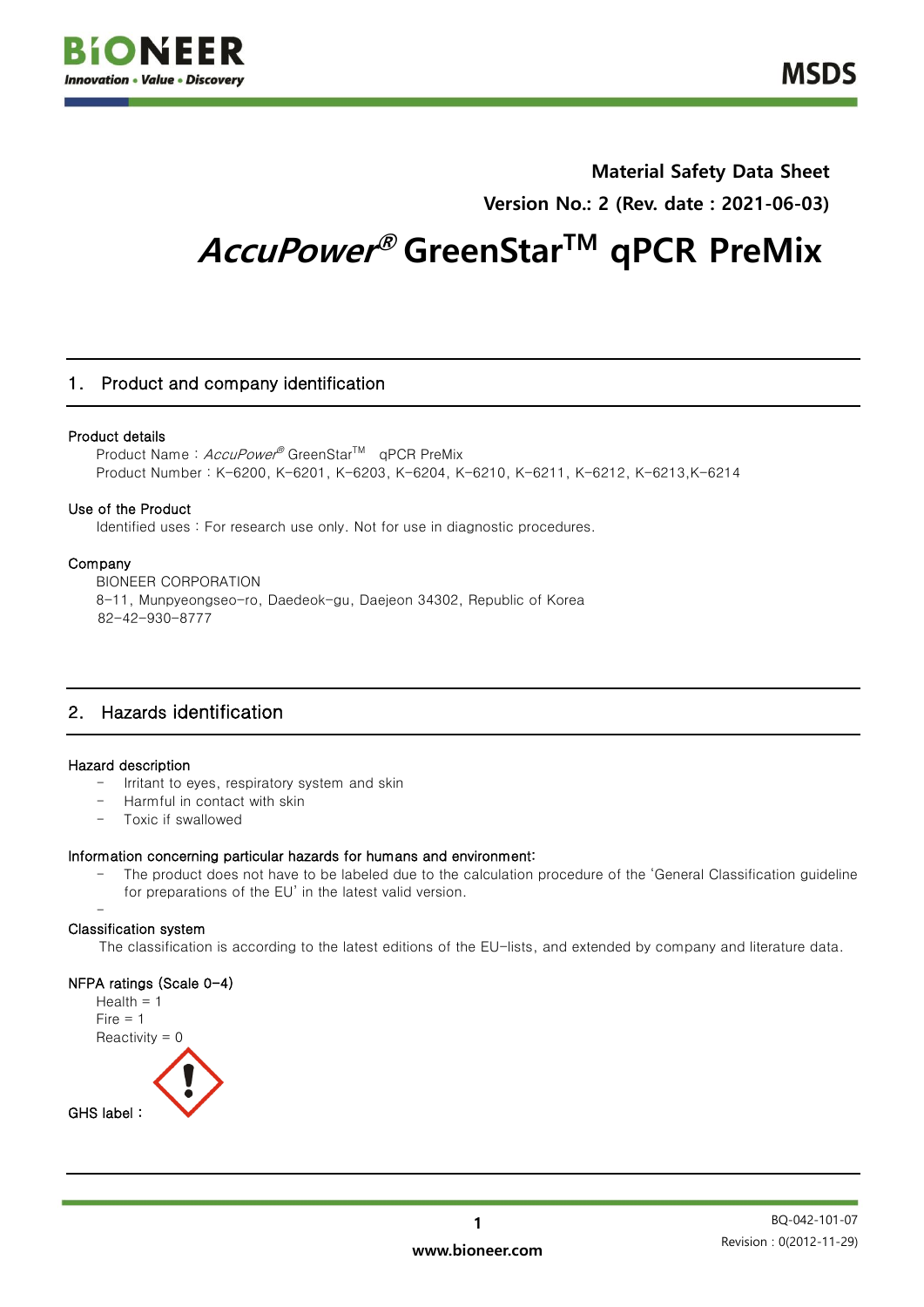**Material Safety Data Sheet**

**Version No.: 2 (Rev. date : 2021-06-03)**

# *AccuPower®* GreenStar™ qPCR PreMix

## 1. Product and company identification

**Product details**

Product Name : *AccuPower®* GreenStar™ qPCR PreMix

Product Number : K-6200, K-6201, K-6203, K-6204, K-6210, K-6211, K-6212, K-6213,K-6214

**Use of the Product**

Identified uses : For research use only. Not for use in diagnostic procedures.

**Company**

BIONEER CORPORATION

8-11, Munpyeongseo-ro, Daedeok-gu, Daejeon 34302, Republic of Korea

82-42-930-8777

## 2. Hazards identification

**Hazard description**

- Irritant to eyes, respiratory system and skin
- Harmful in contact with skin
- Toxic if swallowed

**Information concerning particular hazards for humans and environment:**

- The product does not have to be labeled due to the calculation procedure of the 'General Classification guideline for preparations of the EU' in the latest valid version.
-

**Classification system**

The classification is according to the latest editions of the EU-lists, and extended by company and literature data.

**NFPA ratings (Scale 0-4)**

Health = 1

Fire = 1

Reactivity = 0

GHS label :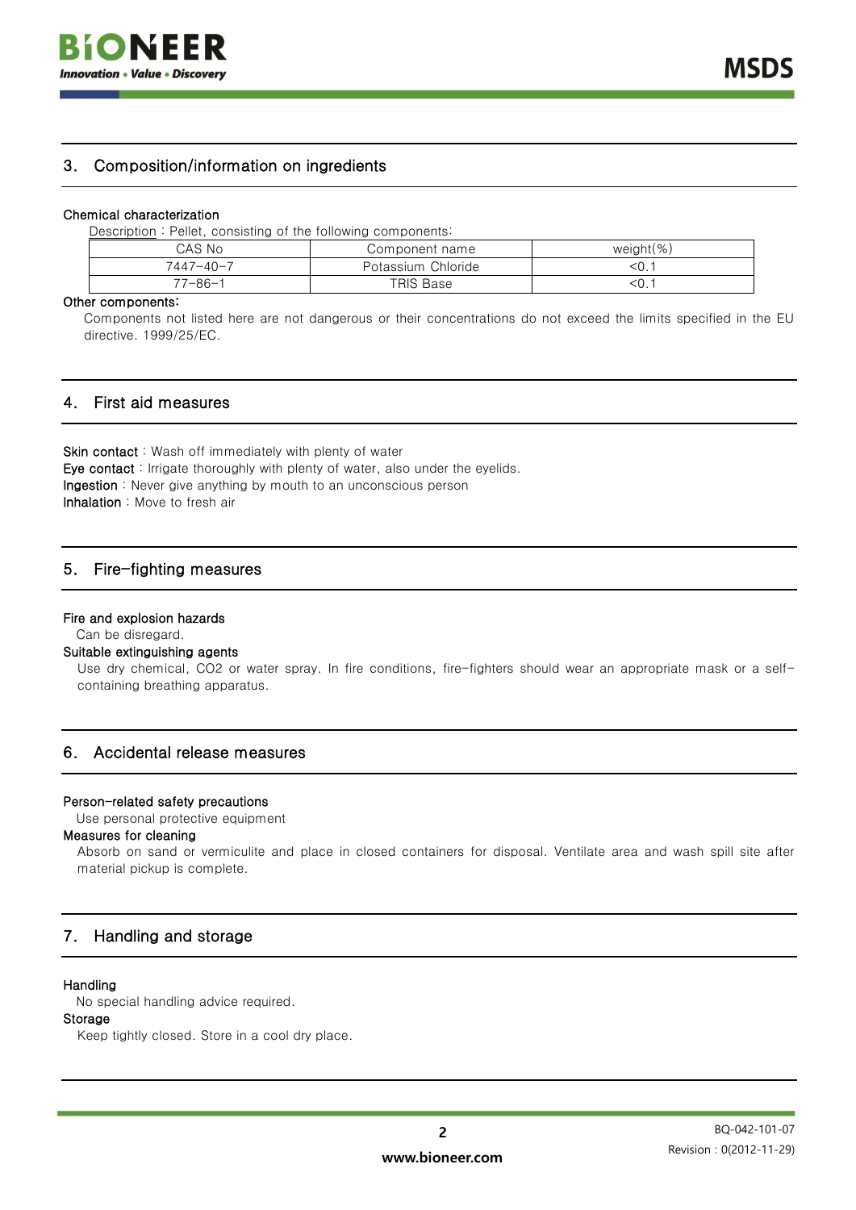## 3. Composition/information on ingredients

**Chemical characterization**

Description : Pellet, consisting of the following components:

| CAS No | Component name | weight(%) |
|---|---|---|
| 7447-40-7 | Potassium Chloride | <0.1 |
| 77-86-1 | TRIS Base | <0.1 |

**Other components:**

Components not listed here are not dangerous or their concentrations do not exceed the limits specified in the EU directive. 1999/25/EC.

## 4. First aid measures

**Skin contact** : Wash off immediately with plenty of water
**Eye contact** : Irrigate thoroughly with plenty of water, also under the eyelids.
**Ingestion** : Never give anything by mouth to an unconscious person
**Inhalation** : Move to fresh air

## 5. Fire-fighting measures

**Fire and explosion hazards**

Can be disregard.

**Suitable extinguishing agents**

Use dry chemical, $CO_2$ or water spray. In fire conditions, fire-fighters should wear an appropriate mask or a self-containing breathing apparatus.

## 6. Accidental release measures

**Person-related safety precautions**

Use personal protective equipment

**Measures for cleaning**

Absorb on sand or vermiculite and place in closed containers for disposal. Ventilate area and wash spill site after material pickup is complete.

## 7. Handling and storage

**Handling**

No special handling advice required.

**Storage**

Keep tightly closed. Store in a cool dry place.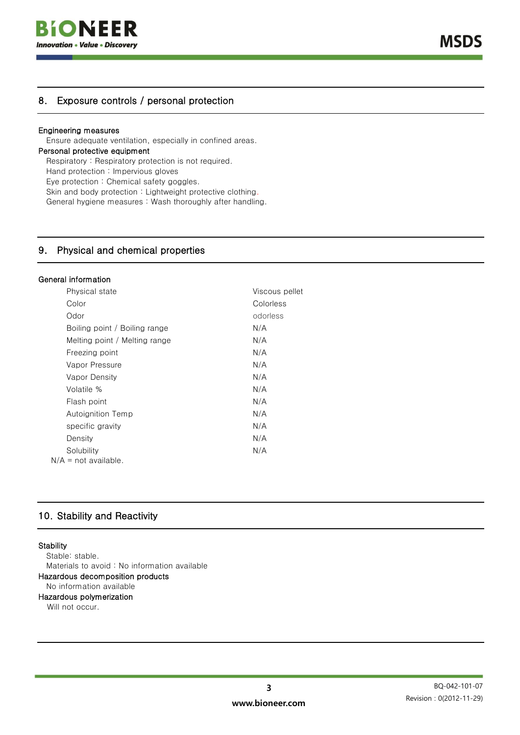## 8. Exposure controls / personal protection

**Engineering measures**

Ensure adequate ventilation, especially in confined areas.

**Personal protective equipment**

Respiratory : Respiratory protection is not required.
Hand protection : Impervious gloves
Eye protection : Chemical safety goggles.
Skin and body protection : Lightweight protective clothing.
General hygiene measures : Wash thoroughly after handling.

## 9. Physical and chemical properties

**General information**

| | |
|---|---|
| Physical state | Viscous pellet |
| Color | Colorless |
| Odor | odorless |
| Boiling point / Boiling range | N/A |
| Melting point / Melting range | N/A |
| Freezing point | N/A |
| Vapor Pressure | N/A |
| Vapor Density | N/A |
| Volatile % | N/A |
| Flash point | N/A |
| Autoignition Temp | N/A |
| specific gravity | N/A |
| Density | N/A |
| Solubility | N/A |

N/A = not available.

## 10. Stability and Reactivity

**Stability**

Stable: stable.
Materials to avoid : No information available

**Hazardous decomposition products**

No information available

**Hazardous polymerization**

Will not occur.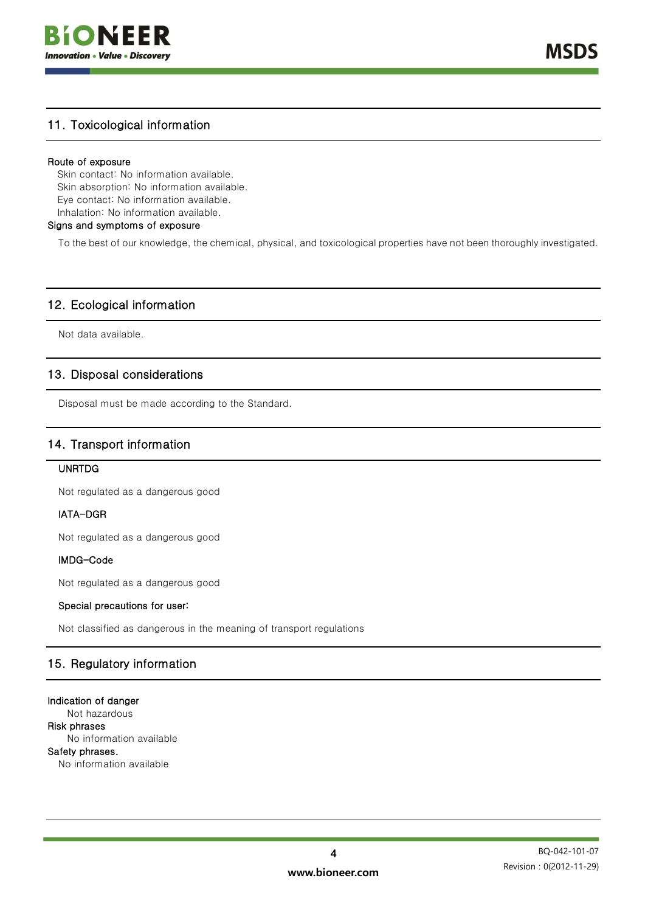## 11. Toxicological information

**Route of exposure**

Skin contact: No information available.
Skin absorption: No information available.
Eye contact: No information available.
Inhalation: No information available.

**Signs and symptoms of exposure**

To the best of our knowledge, the chemical, physical, and toxicological properties have not been thoroughly investigated.

## 12. Ecological information

Not data available.

## 13. Disposal considerations

Disposal must be made according to the Standard.

## 14. Transport information

**UNRTDG**

Not regulated as a dangerous good

**IATA-DGR**

Not regulated as a dangerous good

**IMDG-Code**

Not regulated as a dangerous good

**Special precautions for user:**

Not classified as dangerous in the meaning of transport regulations

## 15. Regulatory information

**Indication of danger**

Not hazardous

**Risk phrases**

No information available

**Safety phrases.**

No information available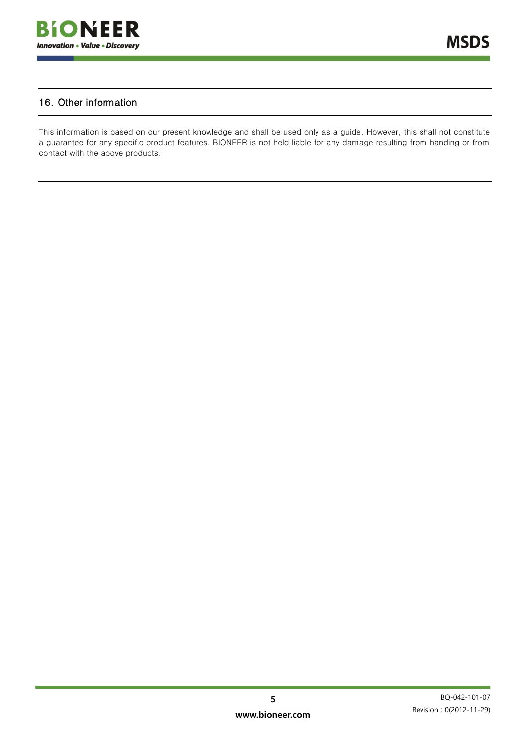## 16. Other information

This information is based on our present knowledge and shall be used only as a guide. However, this shall not constitute a guarantee for any specific product features. BIONEER is not held liable for any damage resulting from handing or from contact with the above products.